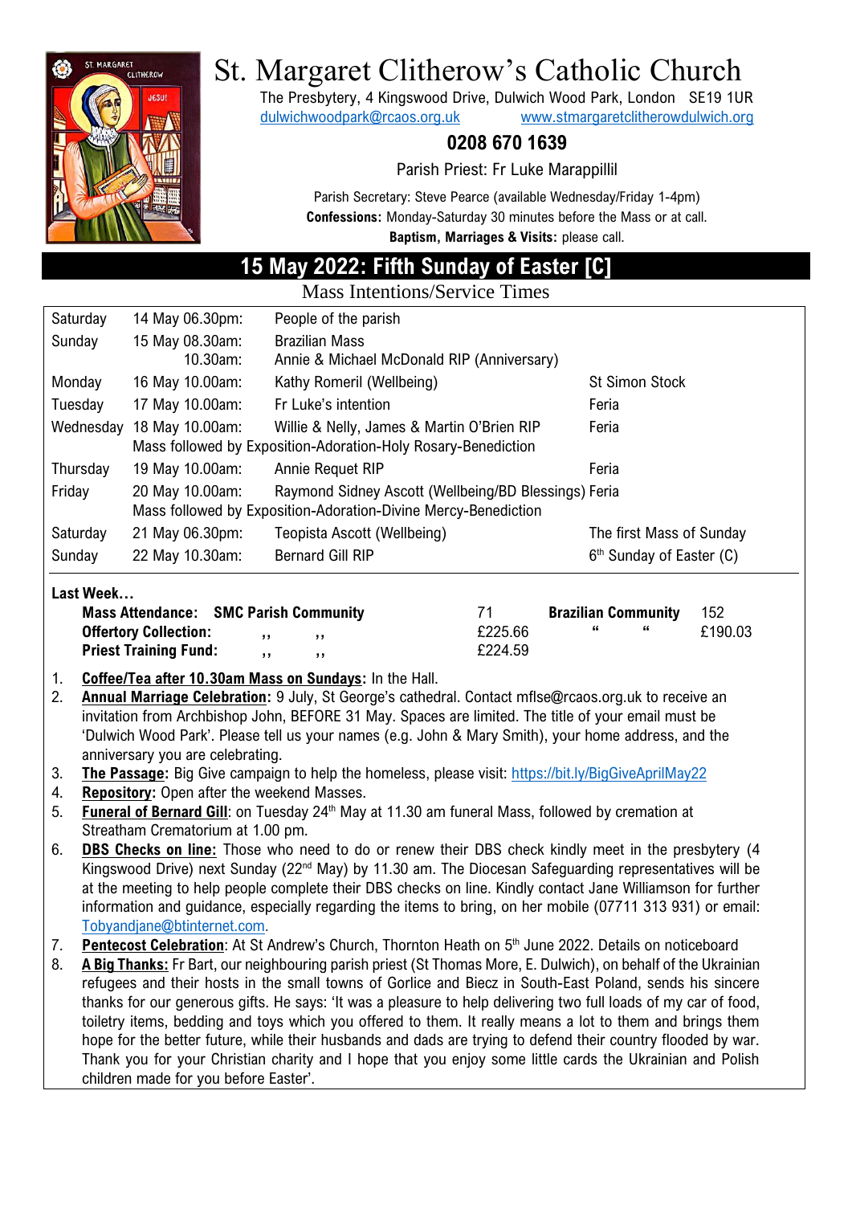# St. Margaret Clitherow's Catholic Church

The Presbytery, 4 Kingswood Drive, Dulwich Wood Park, London SE19 1UR
dulwichwoodpark@rcaos.org.uk www.stmargaretclitherowdulwich.org

**0208 670 1639**

Parish Priest: Fr Luke Marappillil

Parish Secretary: Steve Pearce (available Wednesday/Friday 1-4pm)
**Confessions:** Monday-Saturday 30 minutes before the Mass or at call.
**Baptism, Marriages & Visits:** please call.

## 15 May 2022: Fifth Sunday of Easter [C]

### Mass Intentions/Service Times

| | | | |
|---|---|---|---|
| Saturday | 14 May 06.30pm: | People of the parish | |
| Sunday | 15 May 08.30am: | Brazilian Mass | |
| | 10.30am: | Annie & Michael McDonald RIP (Anniversary) | |
| Monday | 16 May 10.00am: | Kathy Romeril (Wellbeing) | St Simon Stock |
| Tuesday | 17 May 10.00am: | Fr Luke's intention | Feria |
| Wednesday | 18 May 10.00am: | Willie & Nelly, James & Martin O'Brien RIP | Feria |
| | Mass followed by Exposition-Adoration-Holy Rosary-Benediction | | |
| Thursday | 19 May 10.00am: | Annie Requet RIP | Feria |
| Friday | 20 May 10.00am: | Raymond Sidney Ascott (Wellbeing/BD Blessings) | Feria |
| | Mass followed by Exposition-Adoration-Divine Mercy-Benediction | | |
| Saturday | 21 May 06.30pm: | Teopista Ascott (Wellbeing) | The first Mass of Sunday |
| Sunday | 22 May 10.30am: | Bernard Gill RIP | 6th Sunday of Easter (C) |

**Last Week…**

| | | | | |
|---|---|---|---|---|
| **Mass Attendance:** | **SMC Parish Community** | 71 | **Brazilian Community** | 152 |
| **Offertory Collection:** | ,, ,, | £225.66 | " " | £190.03 |
| **Priest Training Fund:** | ,, ,, | £224.59 | | |

1. **Coffee/Tea after 10.30am Mass on Sundays:** In the Hall.
2. **Annual Marriage Celebration:** 9 July, St George's cathedral. Contact mflse@rcaos.org.uk to receive an invitation from Archbishop John, BEFORE 31 May. Spaces are limited. The title of your email must be 'Dulwich Wood Park'. Please tell us your names (e.g. John & Mary Smith), your home address, and the anniversary you are celebrating.
3. **The Passage:** Big Give campaign to help the homeless, please visit: https://bit.ly/BigGiveAprilMay22
4. **Repository:** Open after the weekend Masses.
5. **Funeral of Bernard Gill**: on Tuesday 24th May at 11.30 am funeral Mass, followed by cremation at Streatham Crematorium at 1.00 pm.
6. **DBS Checks on line:** Those who need to do or renew their DBS check kindly meet in the presbytery (4 Kingswood Drive) next Sunday (22nd May) by 11.30 am. The Diocesan Safeguarding representatives will be at the meeting to help people complete their DBS checks on line. Kindly contact Jane Williamson for further information and guidance, especially regarding the items to bring, on her mobile (07711 313 931) or email: Tobyandjane@btinternet.com.
7. **Pentecost Celebration**: At St Andrew's Church, Thornton Heath on 5th June 2022. Details on noticeboard
8. **A Big Thanks:** Fr Bart, our neighbouring parish priest (St Thomas More, E. Dulwich), on behalf of the Ukrainian refugees and their hosts in the small towns of Gorlice and Biecz in South-East Poland, sends his sincere thanks for our generous gifts. He says: 'It was a pleasure to help delivering two full loads of my car of food, toiletry items, bedding and toys which you offered to them. It really means a lot to them and brings them hope for the better future, while their husbands and dads are trying to defend their country flooded by war. Thank you for your Christian charity and I hope that you enjoy some little cards the Ukrainian and Polish children made for you before Easter'.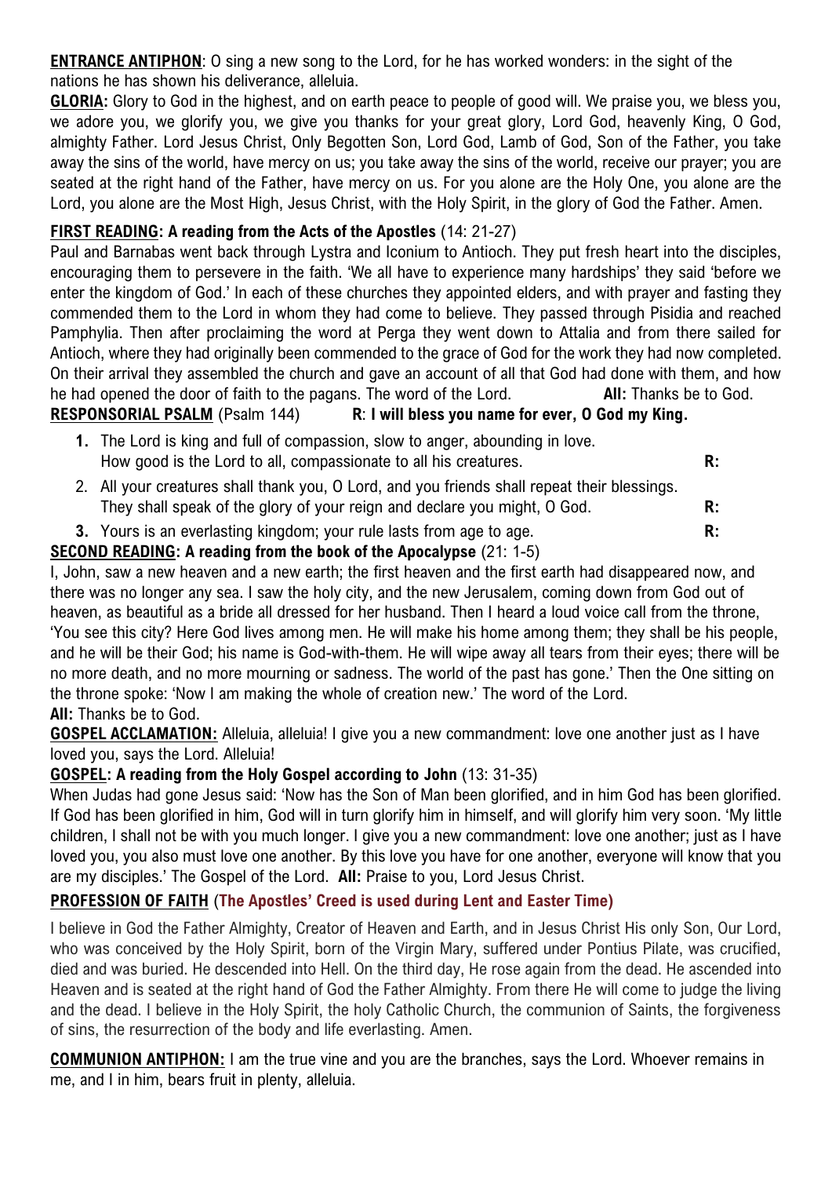**ENTRANCE ANTIPHON**: O sing a new song to the Lord, for he has worked wonders: in the sight of the nations he has shown his deliverance, alleluia.

**GLORIA:** Glory to God in the highest, and on earth peace to people of good will. We praise you, we bless you, we adore you, we glorify you, we give you thanks for your great glory, Lord God, heavenly King, O God, almighty Father. Lord Jesus Christ, Only Begotten Son, Lord God, Lamb of God, Son of the Father, you take away the sins of the world, have mercy on us; you take away the sins of the world, receive our prayer; you are seated at the right hand of the Father, have mercy on us. For you alone are the Holy One, you alone are the Lord, you alone are the Most High, Jesus Christ, with the Holy Spirit, in the glory of God the Father. Amen.

**FIRST READING: A reading from the Acts of the Apostles** (14: 21-27)

Paul and Barnabas went back through Lystra and Iconium to Antioch. They put fresh heart into the disciples, encouraging them to persevere in the faith. 'We all have to experience many hardships' they said 'before we enter the kingdom of God.' In each of these churches they appointed elders, and with prayer and fasting they commended them to the Lord in whom they had come to believe. They passed through Pisidia and reached Pamphylia. Then after proclaiming the word at Perga they went down to Attalia and from there sailed for Antioch, where they had originally been commended to the grace of God for the work they had now completed. On their arrival they assembled the church and gave an account of all that God had done with them, and how he had opened the door of faith to the pagans. The word of the Lord. **All:** Thanks be to God.

**RESPONSORIAL PSALM** (Psalm 144) **R**: **I will bless you name for ever, O God my King.**

1. The Lord is king and full of compassion, slow to anger, abounding in love. How good is the Lord to all, compassionate to all his creatures. **R:**
2. All your creatures shall thank you, O Lord, and you friends shall repeat their blessings. They shall speak of the glory of your reign and declare you might, O God. **R:**
3. Yours is an everlasting kingdom; your rule lasts from age to age. **R:**

**SECOND READING: A reading from the book of the Apocalypse** (21: 1-5)

I, John, saw a new heaven and a new earth; the first heaven and the first earth had disappeared now, and there was no longer any sea. I saw the holy city, and the new Jerusalem, coming down from God out of heaven, as beautiful as a bride all dressed for her husband. Then I heard a loud voice call from the throne, 'You see this city? Here God lives among men. He will make his home among them; they shall be his people, and he will be their God; his name is God-with-them. He will wipe away all tears from their eyes; there will be no more death, and no more mourning or sadness. The world of the past has gone.' Then the One sitting on the throne spoke: 'Now I am making the whole of creation new.' The word of the Lord.

**All:** Thanks be to God.

**GOSPEL ACCLAMATION:** Alleluia, alleluia! I give you a new commandment: love one another just as I have loved you, says the Lord. Alleluia!

**GOSPEL: A reading from the Holy Gospel according to John** (13: 31-35)

When Judas had gone Jesus said: 'Now has the Son of Man been glorified, and in him God has been glorified. If God has been glorified in him, God will in turn glorify him in himself, and will glorify him very soon. 'My little children, I shall not be with you much longer. I give you a new commandment: love one another; just as I have loved you, you also must love one another. By this love you have for one another, everyone will know that you are my disciples.' The Gospel of the Lord. **All:** Praise to you, Lord Jesus Christ.

**PROFESSION OF FAITH** (**The Apostles' Creed is used during Lent and Easter Time)**

I believe in God the Father Almighty, Creator of Heaven and Earth, and in Jesus Christ His only Son, Our Lord, who was conceived by the Holy Spirit, born of the Virgin Mary, suffered under Pontius Pilate, was crucified, died and was buried. He descended into Hell. On the third day, He rose again from the dead. He ascended into Heaven and is seated at the right hand of God the Father Almighty. From there He will come to judge the living and the dead. I believe in the Holy Spirit, the holy Catholic Church, the communion of Saints, the forgiveness of sins, the resurrection of the body and life everlasting. Amen.

**COMMUNION ANTIPHON:** I am the true vine and you are the branches, says the Lord. Whoever remains in me, and I in him, bears fruit in plenty, alleluia.